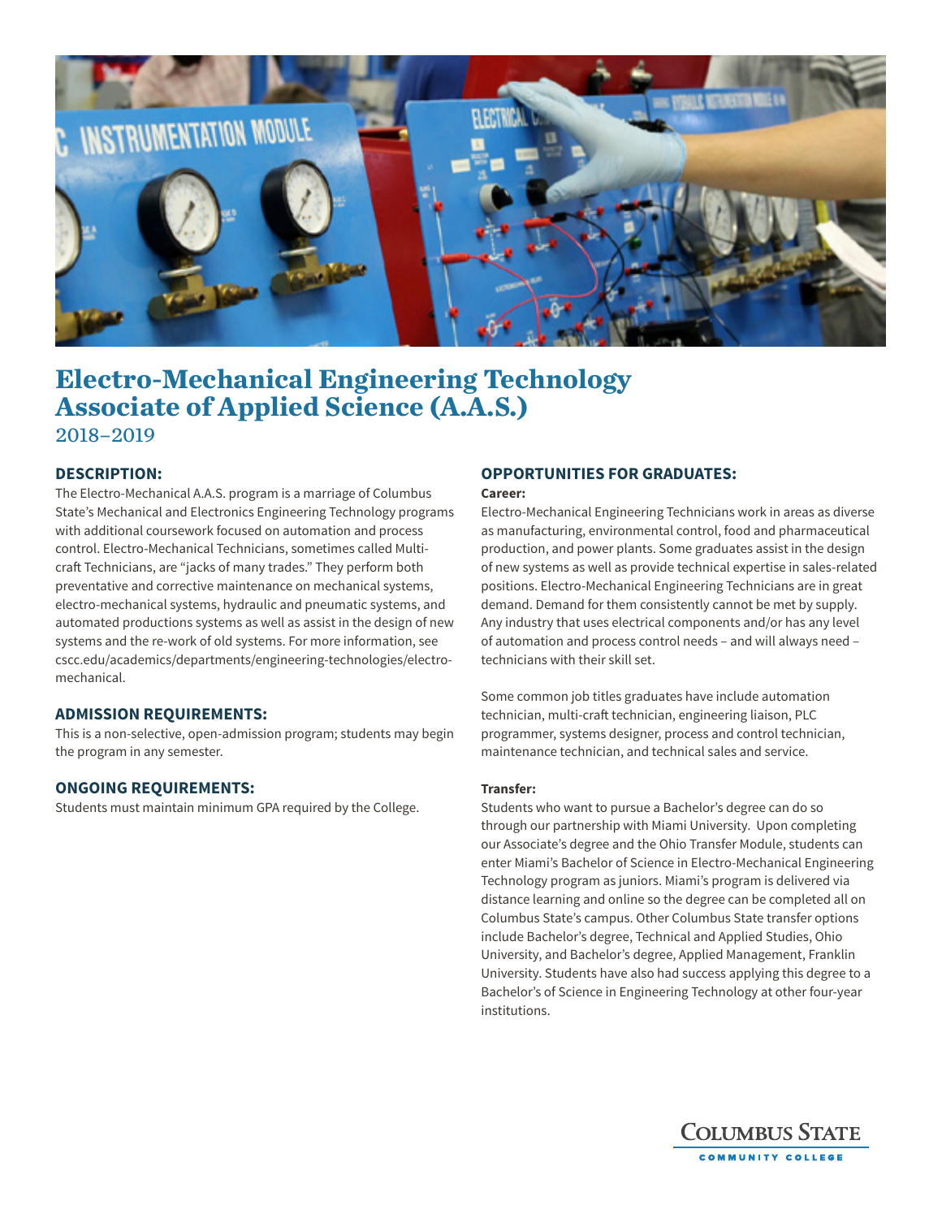# Electro-Mechanical Engineering Technology Associate of Applied Science (A.A.S.)

2018–2019

## DESCRIPTION:

The Electro-Mechanical A.A.S. program is a marriage of Columbus State's Mechanical and Electronics Engineering Technology programs with additional coursework focused on automation and process control. Electro-Mechanical Technicians, sometimes called Multi-craft Technicians, are "jacks of many trades." They perform both preventative and corrective maintenance on mechanical systems, electro-mechanical systems, hydraulic and pneumatic systems, and automated productions systems as well as assist in the design of new systems and the re-work of old systems. For more information, see cscc.edu/academics/departments/engineering-technologies/electro-mechanical.

## ADMISSION REQUIREMENTS:

This is a non-selective, open-admission program; students may begin the program in any semester.

## ONGOING REQUIREMENTS:

Students must maintain minimum GPA required by the College.

## OPPORTUNITIES FOR GRADUATES:

**Career:**

Electro-Mechanical Engineering Technicians work in areas as diverse as manufacturing, environmental control, food and pharmaceutical production, and power plants. Some graduates assist in the design of new systems as well as provide technical expertise in sales-related positions. Electro-Mechanical Engineering Technicians are in great demand. Demand for them consistently cannot be met by supply. Any industry that uses electrical components and/or has any level of automation and process control needs – and will always need – technicians with their skill set.

Some common job titles graduates have include automation technician, multi-craft technician, engineering liaison, PLC programmer, systems designer, process and control technician, maintenance technician, and technical sales and service.

**Transfer:**

Students who want to pursue a Bachelor's degree can do so through our partnership with Miami University. Upon completing our Associate's degree and the Ohio Transfer Module, students can enter Miami's Bachelor of Science in Electro-Mechanical Engineering Technology program as juniors. Miami's program is delivered via distance learning and online so the degree can be completed all on Columbus State's campus. Other Columbus State transfer options include Bachelor's degree, Technical and Applied Studies, Ohio University, and Bachelor's degree, Applied Management, Franklin University. Students have also had success applying this degree to a Bachelor's of Science in Engineering Technology at other four-year institutions.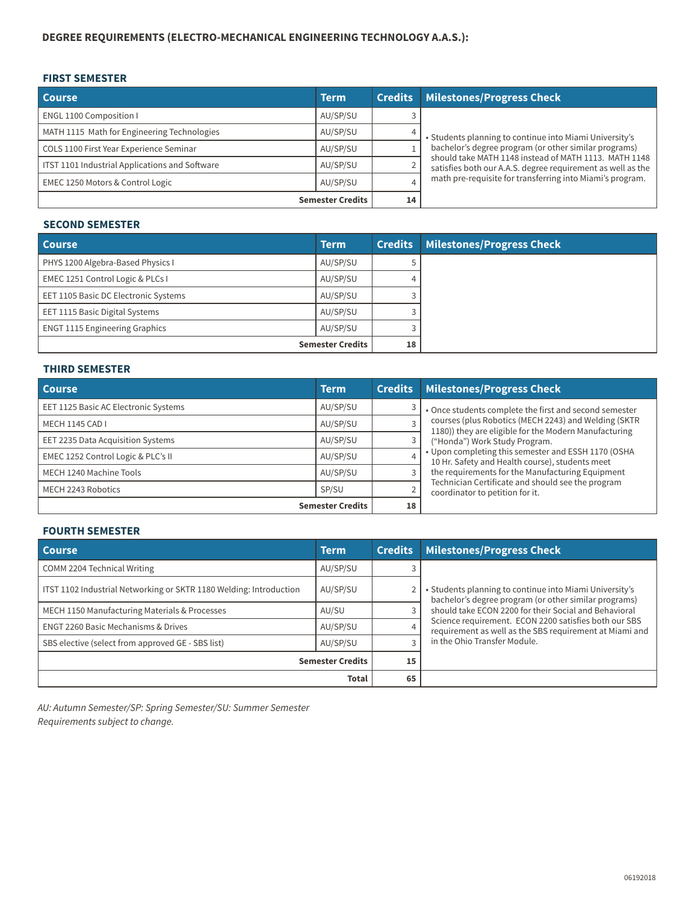### DEGREE REQUIREMENTS (ELECTRO-MECHANICAL ENGINEERING TECHNOLOGY A.A.S.):

#### FIRST SEMESTER

| Course | Term | Credits | Milestones/Progress Check |
|---|---|---|---|
| ENGL 1100 Composition I | AU/SP/SU | 3 | • Students planning to continue into Miami University's bachelor's degree program (or other similar programs) should take MATH 1148 instead of MATH 1113. MATH 1148 satisfies both our A.A.S. degree requirement as well as the math pre-requisite for transferring into Miami's program. |
| MATH 1115 Math for Engineering Technologies | AU/SP/SU | 4 | |
| COLS 1100 First Year Experience Seminar | AU/SP/SU | 1 | |
| ITST 1101 Industrial Applications and Software | AU/SP/SU | 2 | |
| EMEC 1250 Motors & Control Logic | AU/SP/SU | 4 | |
| **Semester Credits** | | **14** | |

#### SECOND SEMESTER

| Course | Term | Credits | Milestones/Progress Check |
|---|---|---|---|
| PHYS 1200 Algebra-Based Physics I | AU/SP/SU | 5 | |
| EMEC 1251 Control Logic & PLCs I | AU/SP/SU | 4 | |
| EET 1105 Basic DC Electronic Systems | AU/SP/SU | 3 | |
| EET 1115 Basic Digital Systems | AU/SP/SU | 3 | |
| ENGT 1115 Engineering Graphics | AU/SP/SU | 3 | |
| **Semester Credits** | | **18** | |

#### THIRD SEMESTER

| Course | Term | Credits | Milestones/Progress Check |
|---|---|---|---|
| EET 1125 Basic AC Electronic Systems | AU/SP/SU | 3 | • Once students complete the first and second semester courses (plus Robotics (MECH 2243) and Welding (SKTR 1180)) they are eligible for the Modern Manufacturing ("Honda") Work Study Program.<br>• Upon completing this semester and ESSH 1170 (OSHA 10 Hr. Safety and Health course), students meet the requirements for the Manufacturing Equipment Technician Certificate and should see the program coordinator to petition for it. |
| MECH 1145 CAD I | AU/SP/SU | 3 | |
| EET 2235 Data Acquisition Systems | AU/SP/SU | 3 | |
| EMEC 1252 Control Logic & PLC's II | AU/SP/SU | 4 | |
| MECH 1240 Machine Tools | AU/SP/SU | 3 | |
| MECH 2243 Robotics | SP/SU | 2 | |
| **Semester Credits** | | **18** | |

#### FOURTH SEMESTER

| Course | Term | Credits | Milestones/Progress Check |
|---|---|---|---|
| COMM 2204 Technical Writing | AU/SP/SU | 3 | • Students planning to continue into Miami University's bachelor's degree program (or other similar programs) should take ECON 2200 for their Social and Behavioral Science requirement. ECON 2200 satisfies both our SBS requirement as well as the SBS requirement at Miami and in the Ohio Transfer Module. |
| ITST 1102 Industrial Networking or SKTR 1180 Welding: Introduction | AU/SP/SU | 2 | |
| MECH 1150 Manufacturing Materials & Processes | AU/SU | 3 | |
| ENGT 2260 Basic Mechanisms & Drives | AU/SP/SU | 4 | |
| SBS elective (select from approved GE - SBS list) | AU/SP/SU | 3 | |
| **Semester Credits** | | **15** | |
| **Total** | | **65** | |

*AU: Autumn Semester/SP: Spring Semester/SU: Summer Semester*
*Requirements subject to change.*